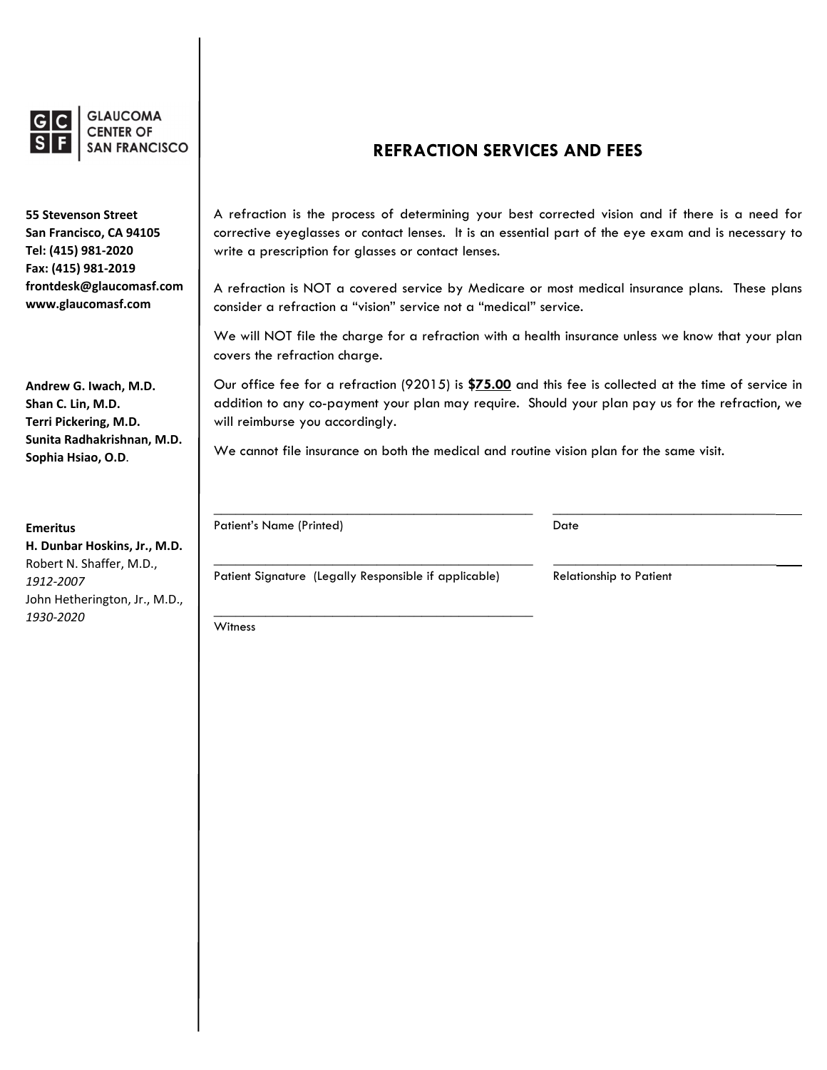GLAUCOMA CENTER OF SAN FRANCISCO

**55 Stevenson Street**
**San Francisco, CA 94105**
**Tel: (415) 981-2020**
**Fax: (415) 981-2019**
**frontdesk@glaucomasf.com**
**www.glaucomasf.com**

**Andrew G. Iwach, M.D.**
**Shan C. Lin, M.D.**
**Terri Pickering, M.D.**
**Sunita Radhakrishnan, M.D.**
**Sophia Hsiao, O.D**.

**Emeritus**
**H. Dunbar Hoskins, Jr., M.D.**
Robert N. Shaffer, M.D., *1912-2007*
John Hetherington, Jr., M.D., *1930-2020*

# REFRACTION SERVICES AND FEES

A refraction is the process of determining your best corrected vision and if there is a need for corrective eyeglasses or contact lenses. It is an essential part of the eye exam and is necessary to write a prescription for glasses or contact lenses.

A refraction is NOT a covered service by Medicare or most medical insurance plans. These plans consider a refraction a "vision" service not a "medical" service.

We will NOT file the charge for a refraction with a health insurance unless we know that your plan covers the refraction charge.

Our office fee for a refraction (92015) is **$75.00** and this fee is collected at the time of service in addition to any co-payment your plan may require. Should your plan pay us for the refraction, we will reimburse you accordingly.

We cannot file insurance on both the medical and routine vision plan for the same visit.

_____________________________________________ _________________________________
Patient's Name (Printed) Date

_____________________________________________ _________________________________
Patient Signature (Legally Responsible if applicable) Relationship to Patient

_____________________________________________
Witness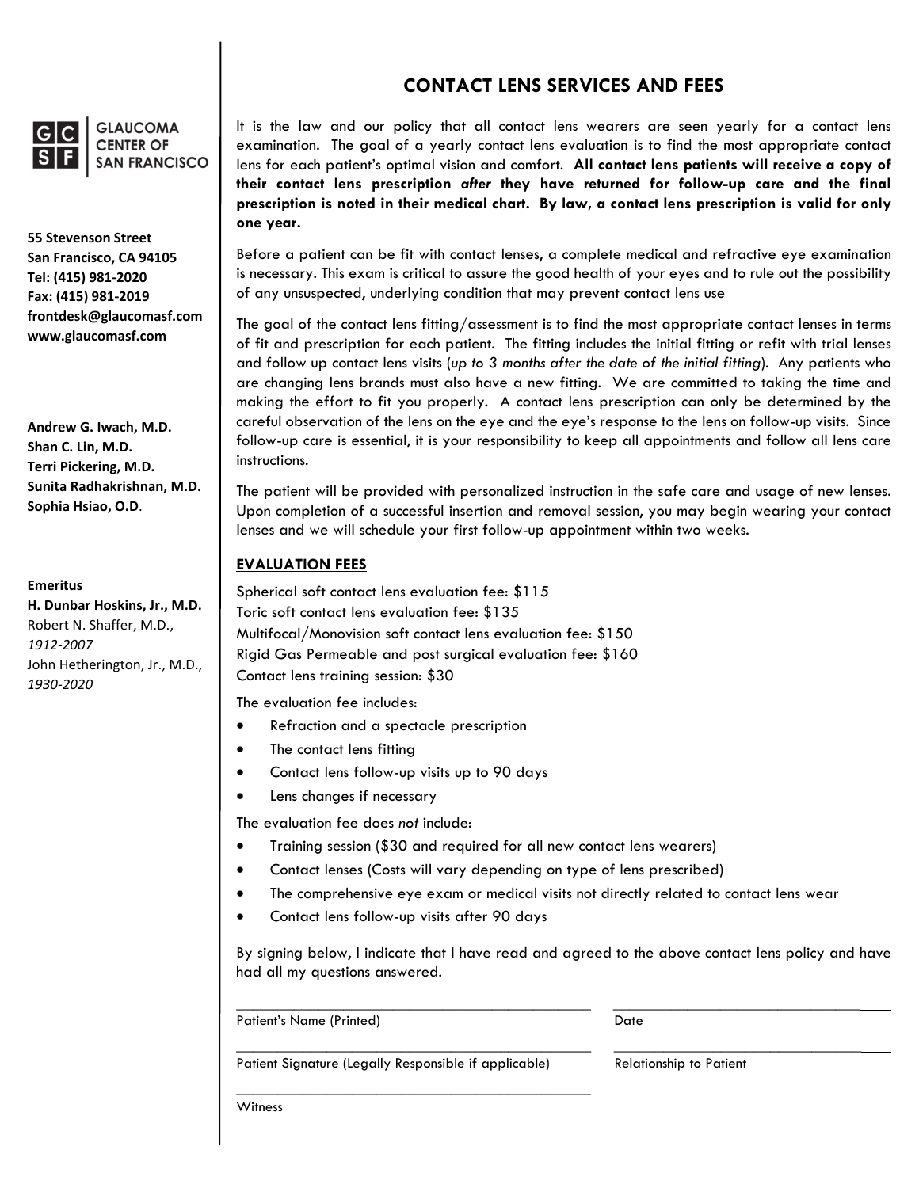**GLAUCOMA CENTER OF SAN FRANCISCO**

**55 Stevenson Street**
**San Francisco, CA 94105**
**Tel: (415) 981-2020**
**Fax: (415) 981-2019**
**frontdesk@glaucomasf.com**
**www.glaucomasf.com**

**Andrew G. Iwach, M.D.**
**Shan C. Lin, M.D.**
**Terri Pickering, M.D.**
**Sunita Radhakrishnan, M.D.**
**Sophia Hsiao, O.D**.

**Emeritus**
**H. Dunbar Hoskins, Jr., M.D.**
Robert N. Shaffer, M.D., *1912-2007*
John Hetherington, Jr., M.D., *1930-2020*

# CONTACT LENS SERVICES AND FEES

It is the law and our policy that all contact lens wearers are seen yearly for a contact lens examination. The goal of a yearly contact lens evaluation is to find the most appropriate contact lens for each patient's optimal vision and comfort. **All contact lens patients will receive a copy of their contact lens prescription *after* they have returned for follow-up care and the final prescription is noted in their medical chart. By law, a contact lens prescription is valid for only one year.**

Before a patient can be fit with contact lenses, a complete medical and refractive eye examination is necessary. This exam is critical to assure the good health of your eyes and to rule out the possibility of any unsuspected, underlying condition that may prevent contact lens use

The goal of the contact lens fitting/assessment is to find the most appropriate contact lenses in terms of fit and prescription for each patient. The fitting includes the initial fitting or refit with trial lenses and follow up contact lens visits (*up to 3 months after the date of the initial fitting*). Any patients who are changing lens brands must also have a new fitting. We are committed to taking the time and making the effort to fit you properly. A contact lens prescription can only be determined by the careful observation of the lens on the eye and the eye's response to the lens on follow-up visits. Since follow-up care is essential, it is your responsibility to keep all appointments and follow all lens care instructions.

The patient will be provided with personalized instruction in the safe care and usage of new lenses. Upon completion of a successful insertion and removal session, you may begin wearing your contact lenses and we will schedule your first follow-up appointment within two weeks.

## EVALUATION FEES

Spherical soft contact lens evaluation fee: $115
Toric soft contact lens evaluation fee: $135
Multifocal/Monovision soft contact lens evaluation fee: $150
Rigid Gas Permeable and post surgical evaluation fee: $160
Contact lens training session: $30

The evaluation fee includes:

- Refraction and a spectacle prescription
- The contact lens fitting
- Contact lens follow-up visits up to 90 days
- Lens changes if necessary

The evaluation fee does *not* include:

- Training session ($30 and required for all new contact lens wearers)
- Contact lenses (Costs will vary depending on type of lens prescribed)
- The comprehensive eye exam or medical visits not directly related to contact lens wear
- Contact lens follow-up visits after 90 days

By signing below, I indicate that I have read and agreed to the above contact lens policy and have had all my questions answered.

\_\_\_\_\_\_\_\_\_\_\_\_\_\_\_\_\_\_\_\_\_\_\_\_\_\_\_\_\_\_\_\_\_\_\_\_\_\_\_\_\_\_\_\_ \_\_\_\_\_\_\_\_\_\_\_\_\_\_\_\_\_\_\_\_\_\_\_\_\_\_\_\_\_\_\_\_\_\_
Patient's Name (Printed) Date

\_\_\_\_\_\_\_\_\_\_\_\_\_\_\_\_\_\_\_\_\_\_\_\_\_\_\_\_\_\_\_\_\_\_\_\_\_\_\_\_\_\_\_\_ \_\_\_\_\_\_\_\_\_\_\_\_\_\_\_\_\_\_\_\_\_\_\_\_\_\_\_\_\_\_\_\_\_\_
Patient Signature (Legally Responsible if applicable) Relationship to Patient

\_\_\_\_\_\_\_\_\_\_\_\_\_\_\_\_\_\_\_\_\_\_\_\_\_\_\_\_\_\_\_\_\_\_\_\_\_\_\_\_\_\_\_\_
Witness